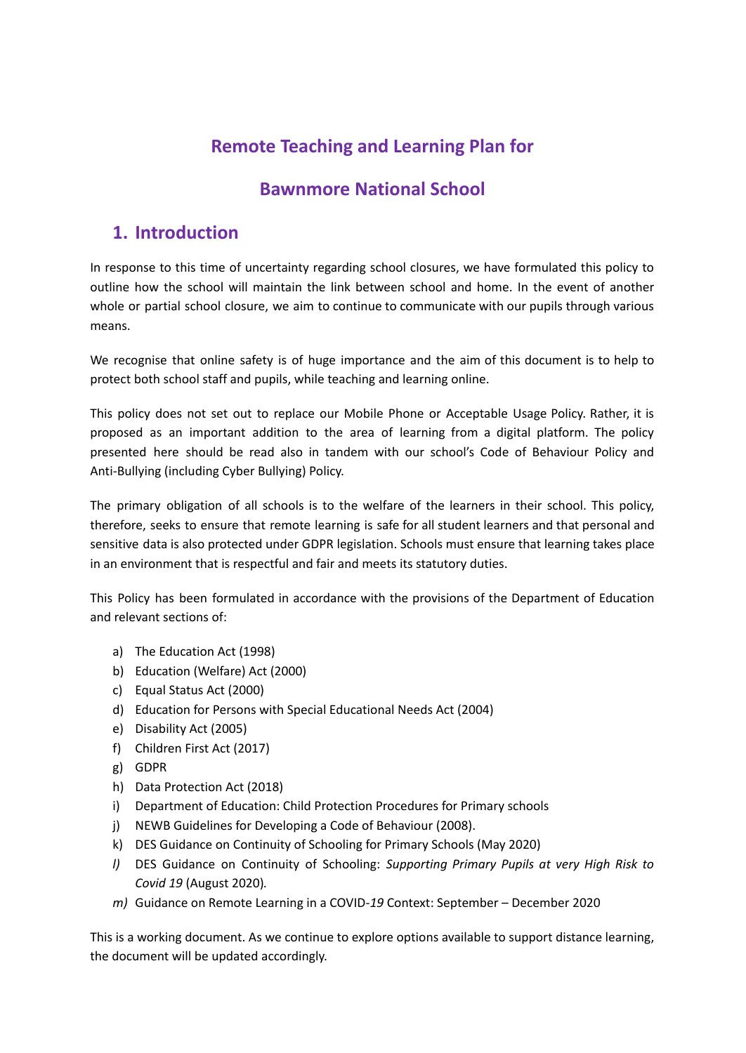# Remote Teaching and Learning Plan for

# Bawnmore National School

## 1. Introduction

In response to this time of uncertainty regarding school closures, we have formulated this policy to outline how the school will maintain the link between school and home. In the event of another whole or partial school closure, we aim to continue to communicate with our pupils through various means.

We recognise that online safety is of huge importance and the aim of this document is to help to protect both school staff and pupils, while teaching and learning online.

This policy does not set out to replace our Mobile Phone or Acceptable Usage Policy. Rather, it is proposed as an important addition to the area of learning from a digital platform. The policy presented here should be read also in tandem with our school's Code of Behaviour Policy and Anti-Bullying (including Cyber Bullying) Policy.

The primary obligation of all schools is to the welfare of the learners in their school. This policy, therefore, seeks to ensure that remote learning is safe for all student learners and that personal and sensitive data is also protected under GDPR legislation. Schools must ensure that learning takes place in an environment that is respectful and fair and meets its statutory duties.

This Policy has been formulated in accordance with the provisions of the Department of Education and relevant sections of:

a) The Education Act (1998)
b) Education (Welfare) Act (2000)
c) Equal Status Act (2000)
d) Education for Persons with Special Educational Needs Act (2004)
e) Disability Act (2005)
f) Children First Act (2017)
g) GDPR
h) Data Protection Act (2018)
i) Department of Education: Child Protection Procedures for Primary schools
j) NEWB Guidelines for Developing a Code of Behaviour (2008).
k) DES Guidance on Continuity of Schooling for Primary Schools (May 2020)
*l)* DES Guidance on Continuity of Schooling: *Supporting Primary Pupils at very High Risk to Covid 19* (August 2020).
*m)* Guidance on Remote Learning in a COVID-*19* Context: September – December 2020

This is a working document. As we continue to explore options available to support distance learning, the document will be updated accordingly.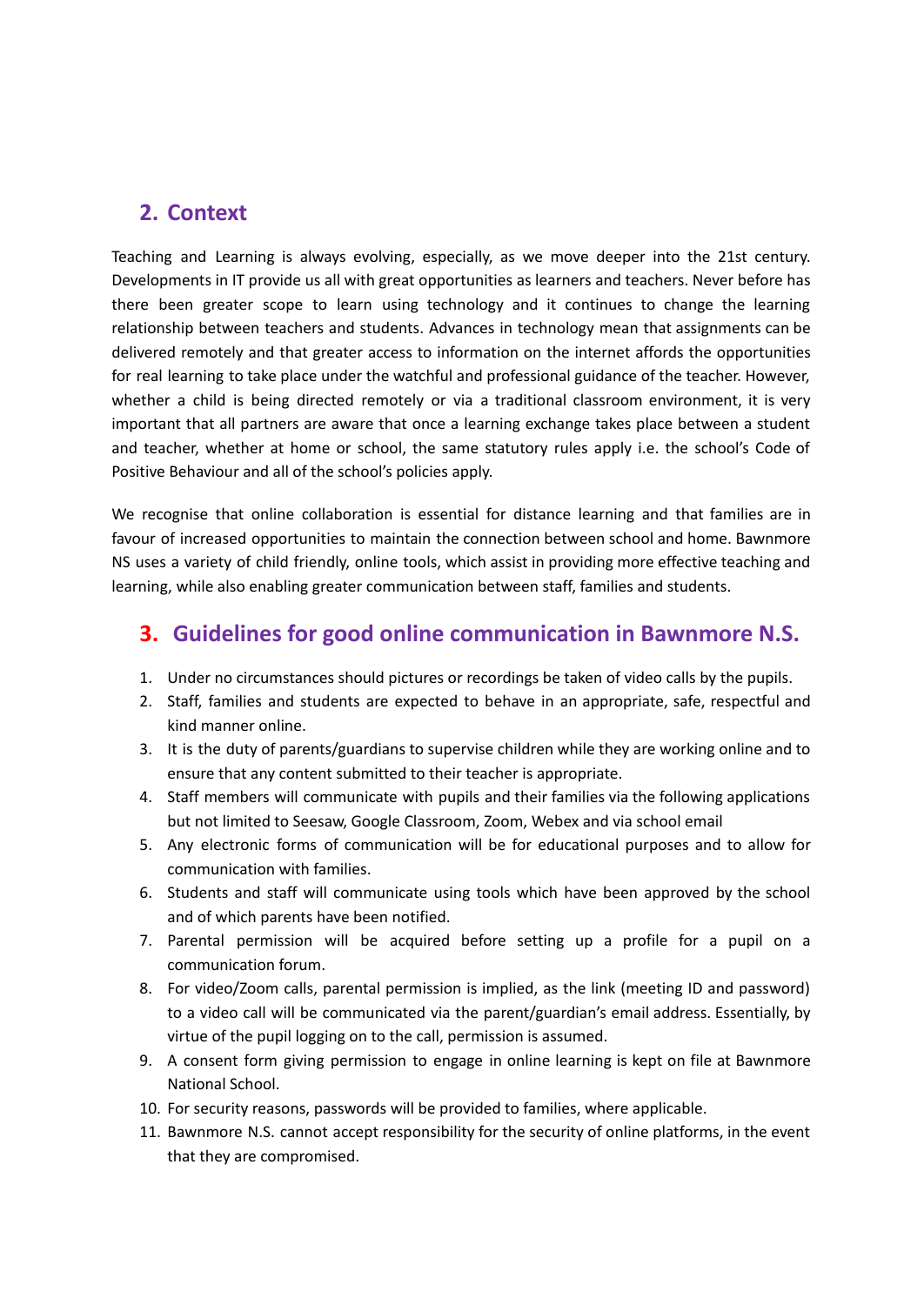## 2. Context

Teaching and Learning is always evolving, especially, as we move deeper into the 21st century. Developments in IT provide us all with great opportunities as learners and teachers. Never before has there been greater scope to learn using technology and it continues to change the learning relationship between teachers and students. Advances in technology mean that assignments can be delivered remotely and that greater access to information on the internet affords the opportunities for real learning to take place under the watchful and professional guidance of the teacher. However, whether a child is being directed remotely or via a traditional classroom environment, it is very important that all partners are aware that once a learning exchange takes place between a student and teacher, whether at home or school, the same statutory rules apply i.e. the school's Code of Positive Behaviour and all of the school's policies apply.

We recognise that online collaboration is essential for distance learning and that families are in favour of increased opportunities to maintain the connection between school and home. Bawnmore NS uses a variety of child friendly, online tools, which assist in providing more effective teaching and learning, while also enabling greater communication between staff, families and students.

## 3. Guidelines for good online communication in Bawnmore N.S.

1. Under no circumstances should pictures or recordings be taken of video calls by the pupils.
2. Staff, families and students are expected to behave in an appropriate, safe, respectful and kind manner online.
3. It is the duty of parents/guardians to supervise children while they are working online and to ensure that any content submitted to their teacher is appropriate.
4. Staff members will communicate with pupils and their families via the following applications but not limited to Seesaw, Google Classroom, Zoom, Webex and via school email
5. Any electronic forms of communication will be for educational purposes and to allow for communication with families.
6. Students and staff will communicate using tools which have been approved by the school and of which parents have been notified.
7. Parental permission will be acquired before setting up a profile for a pupil on a communication forum.
8. For video/Zoom calls, parental permission is implied, as the link (meeting ID and password) to a video call will be communicated via the parent/guardian's email address. Essentially, by virtue of the pupil logging on to the call, permission is assumed.
9. A consent form giving permission to engage in online learning is kept on file at Bawnmore National School.
10. For security reasons, passwords will be provided to families, where applicable.
11. Bawnmore N.S. cannot accept responsibility for the security of online platforms, in the event that they are compromised.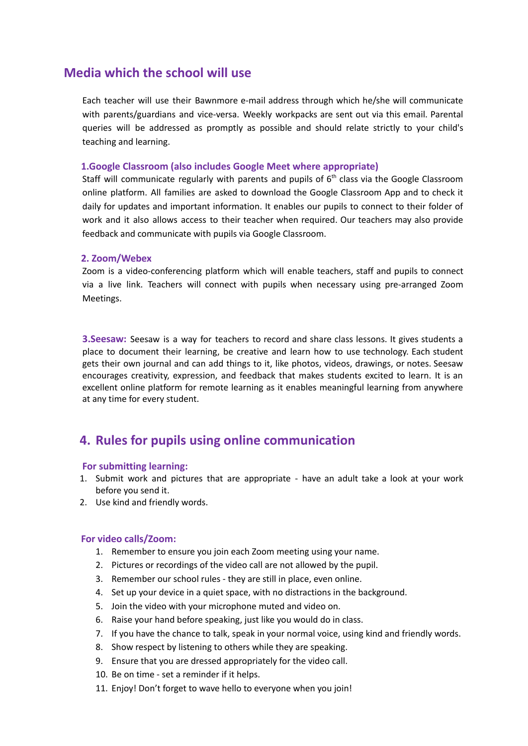## Media which the school will use

Each teacher will use their Bawnmore e-mail address through which he/she will communicate with parents/guardians and vice-versa. Weekly workpacks are sent out via this email. Parental queries will be addressed as promptly as possible and should relate strictly to your child's teaching and learning.

### 1.Google Classroom (also includes Google Meet where appropriate)

Staff will communicate regularly with parents and pupils of 6th class via the Google Classroom online platform. All families are asked to download the Google Classroom App and to check it daily for updates and important information. It enables our pupils to connect to their folder of work and it also allows access to their teacher when required. Our teachers may also provide feedback and communicate with pupils via Google Classroom.

### 2. Zoom/Webex

Zoom is a video-conferencing platform which will enable teachers, staff and pupils to connect via a live link. Teachers will connect with pupils when necessary using pre-arranged Zoom Meetings.

**3.Seesaw:** Seesaw is a way for teachers to record and share class lessons. It gives students a place to document their learning, be creative and learn how to use technology. Each student gets their own journal and can add things to it, like photos, videos, drawings, or notes. Seesaw encourages creativity, expression, and feedback that makes students excited to learn. It is an excellent online platform for remote learning as it enables meaningful learning from anywhere at any time for every student.

## 4. Rules for pupils using online communication

### For submitting learning:

1. Submit work and pictures that are appropriate - have an adult take a look at your work before you send it.
2. Use kind and friendly words.

### For video calls/Zoom:

1. Remember to ensure you join each Zoom meeting using your name.
2. Pictures or recordings of the video call are not allowed by the pupil.
3. Remember our school rules - they are still in place, even online.
4. Set up your device in a quiet space, with no distractions in the background.
5. Join the video with your microphone muted and video on.
6. Raise your hand before speaking, just like you would do in class.
7. If you have the chance to talk, speak in your normal voice, using kind and friendly words.
8. Show respect by listening to others while they are speaking.
9. Ensure that you are dressed appropriately for the video call.
10. Be on time - set a reminder if it helps.
11. Enjoy! Don't forget to wave hello to everyone when you join!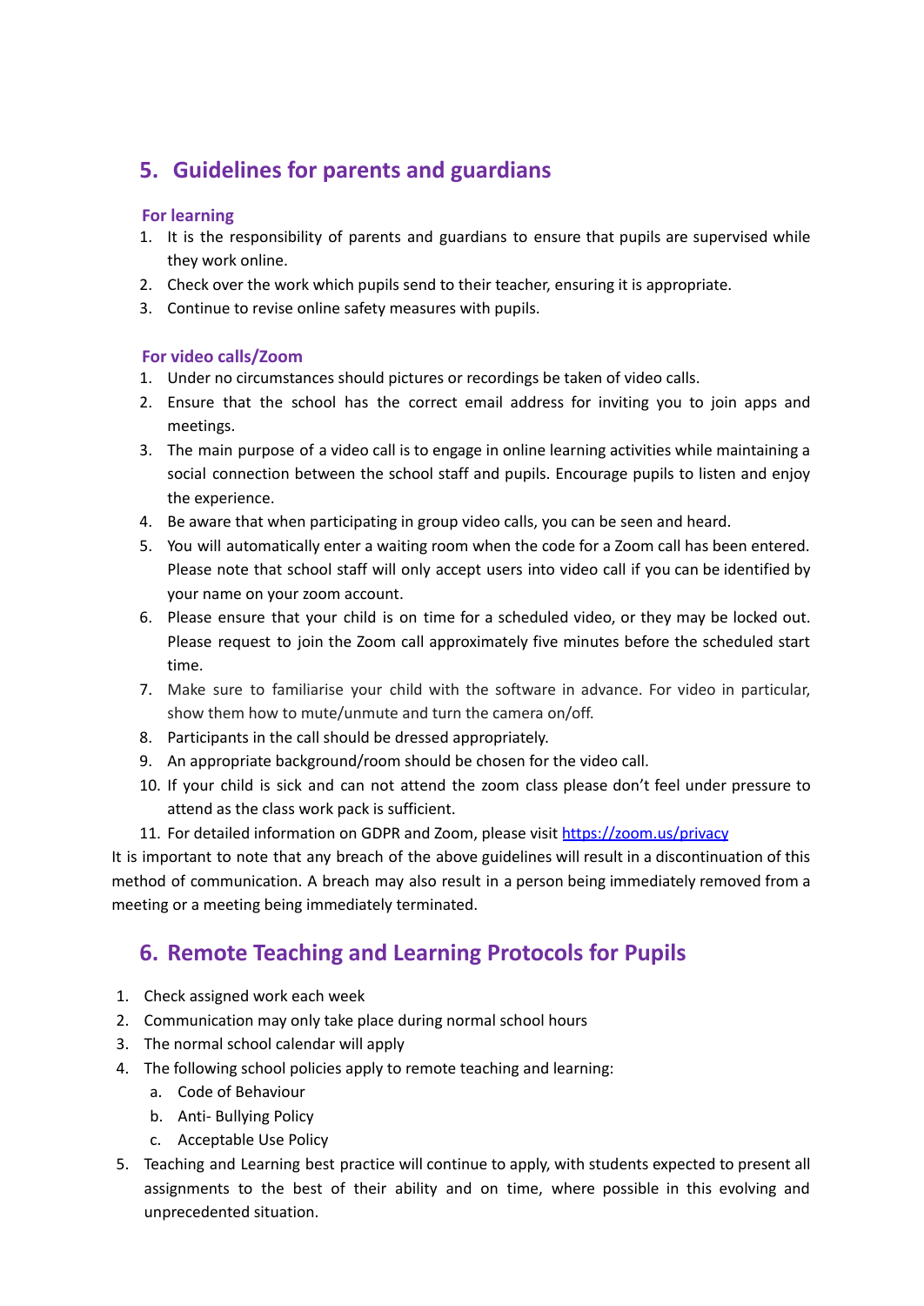## 5. Guidelines for parents and guardians

### For learning

1. It is the responsibility of parents and guardians to ensure that pupils are supervised while they work online.
2. Check over the work which pupils send to their teacher, ensuring it is appropriate.
3. Continue to revise online safety measures with pupils.

### For video calls/Zoom

1. Under no circumstances should pictures or recordings be taken of video calls.
2. Ensure that the school has the correct email address for inviting you to join apps and meetings.
3. The main purpose of a video call is to engage in online learning activities while maintaining a social connection between the school staff and pupils. Encourage pupils to listen and enjoy the experience.
4. Be aware that when participating in group video calls, you can be seen and heard.
5. You will automatically enter a waiting room when the code for a Zoom call has been entered. Please note that school staff will only accept users into video call if you can be identified by your name on your zoom account.
6. Please ensure that your child is on time for a scheduled video, or they may be locked out. Please request to join the Zoom call approximately five minutes before the scheduled start time.
7. Make sure to familiarise your child with the software in advance. For video in particular, show them how to mute/unmute and turn the camera on/off.
8. Participants in the call should be dressed appropriately.
9. An appropriate background/room should be chosen for the video call.
10. If your child is sick and can not attend the zoom class please don't feel under pressure to attend as the class work pack is sufficient.
11. For detailed information on GDPR and Zoom, please visit [https://zoom.us/privacy](https://zoom.us/privacy)

It is important to note that any breach of the above guidelines will result in a discontinuation of this method of communication. A breach may also result in a person being immediately removed from a meeting or a meeting being immediately terminated.

## 6. Remote Teaching and Learning Protocols for Pupils

1. Check assigned work each week
2. Communication may only take place during normal school hours
3. The normal school calendar will apply
4. The following school policies apply to remote teaching and learning:
   a. Code of Behaviour
   b. Anti- Bullying Policy
   c. Acceptable Use Policy
5. Teaching and Learning best practice will continue to apply, with students expected to present all assignments to the best of their ability and on time, where possible in this evolving and unprecedented situation.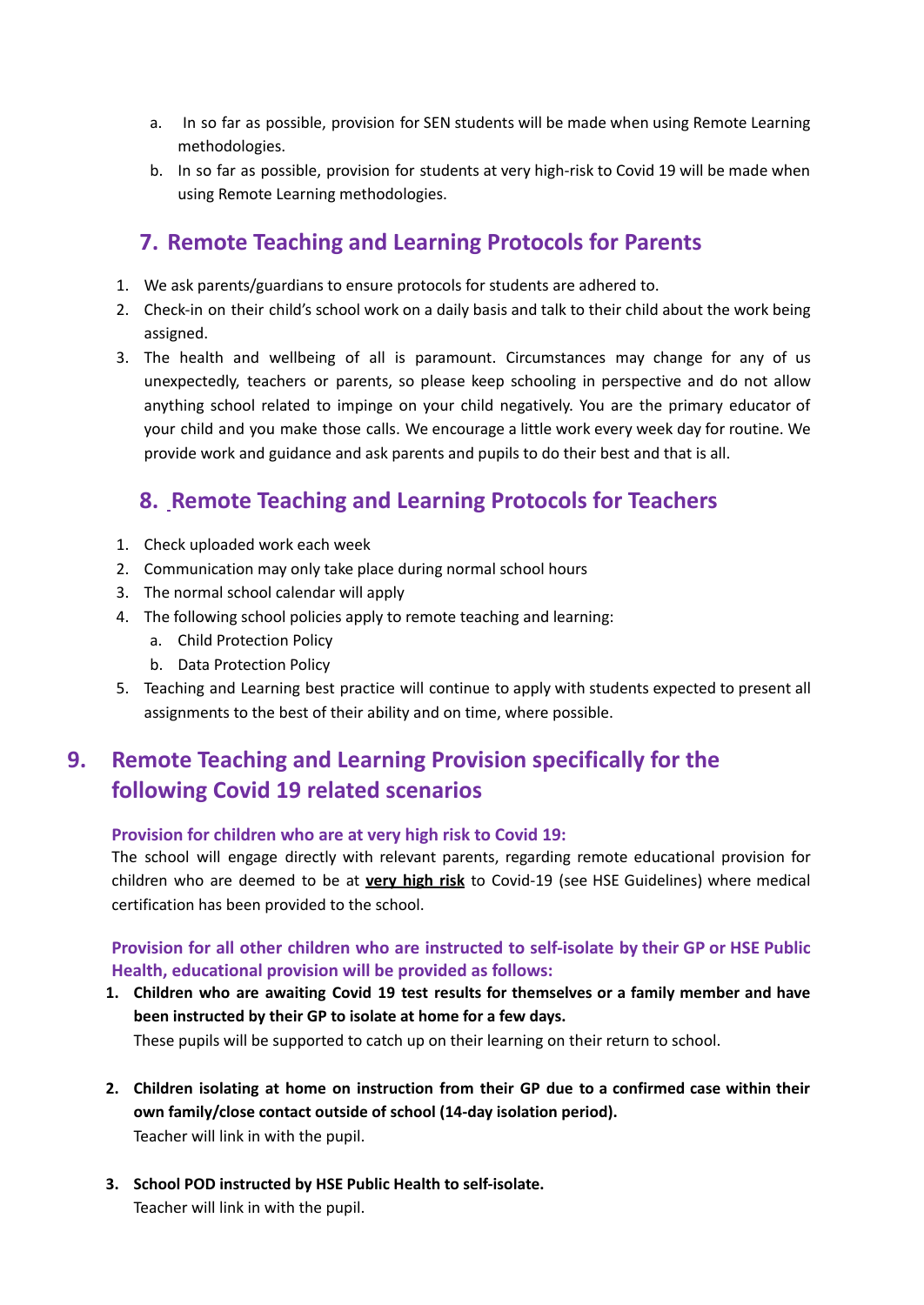a. In so far as possible, provision for SEN students will be made when using Remote Learning methodologies.
b. In so far as possible, provision for students at very high-risk to Covid 19 will be made when using Remote Learning methodologies.

## 7. Remote Teaching and Learning Protocols for Parents

1. We ask parents/guardians to ensure protocols for students are adhered to.
2. Check-in on their child's school work on a daily basis and talk to their child about the work being assigned.
3. The health and wellbeing of all is paramount. Circumstances may change for any of us unexpectedly, teachers or parents, so please keep schooling in perspective and do not allow anything school related to impinge on your child negatively. You are the primary educator of your child and you make those calls. We encourage a little work every week day for routine. We provide work and guidance and ask parents and pupils to do their best and that is all.

## 8. Remote Teaching and Learning Protocols for Teachers

1. Check uploaded work each week
2. Communication may only take place during normal school hours
3. The normal school calendar will apply
4. The following school policies apply to remote teaching and learning:
   a. Child Protection Policy
   b. Data Protection Policy
5. Teaching and Learning best practice will continue to apply with students expected to present all assignments to the best of their ability and on time, where possible.

## 9. Remote Teaching and Learning Provision specifically for the following Covid 19 related scenarios

### Provision for children who are at very high risk to Covid 19:

The school will engage directly with relevant parents, regarding remote educational provision for children who are deemed to be at **very high risk** to Covid-19 (see HSE Guidelines) where medical certification has been provided to the school.

### Provision for all other children who are instructed to self-isolate by their GP or HSE Public Health, educational provision will be provided as follows:

1. **Children who are awaiting Covid 19 test results for themselves or a family member and have been instructed by their GP to isolate at home for a few days.**
   These pupils will be supported to catch up on their learning on their return to school.

2. **Children isolating at home on instruction from their GP due to a confirmed case within their own family/close contact outside of school (14-day isolation period).**
   Teacher will link in with the pupil.

3. **School POD instructed by HSE Public Health to self-isolate.**
   Teacher will link in with the pupil.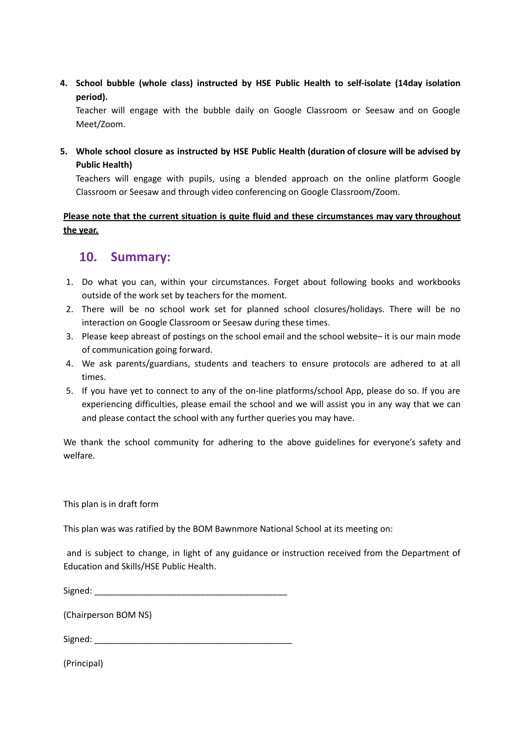4. **School bubble (whole class) instructed by HSE Public Health to self-isolate (14day isolation period).**
   Teacher will engage with the bubble daily on Google Classroom or Seesaw and on Google Meet/Zoom.

5. **Whole school closure as instructed by HSE Public Health (duration of closure will be advised by Public Health)**
   Teachers will engage with pupils, using a blended approach on the online platform Google Classroom or Seesaw and through video conferencing on Google Classroom/Zoom.

**<u>Please note that the current situation is quite fluid and these circumstances may vary throughout the year.</u>**

## 10. Summary:

1. Do what you can, within your circumstances. Forget about following books and workbooks outside of the work set by teachers for the moment.
2. There will be no school work set for planned school closures/holidays. There will be no interaction on Google Classroom or Seesaw during these times.
3. Please keep abreast of postings on the school email and the school website– it is our main mode of communication going forward.
4. We ask parents/guardians, students and teachers to ensure protocols are adhered to at all times.
5. If you have yet to connect to any of the on-line platforms/school App, please do so. If you are experiencing difficulties, please email the school and we will assist you in any way that we can and please contact the school with any further queries you may have.

We thank the school community for adhering to the above guidelines for everyone's safety and welfare.

This plan is in draft form

This plan was was ratified by the BOM Bawnmore National School at its meeting on:

and is subject to change, in light of any guidance or instruction received from the Department of Education and Skills/HSE Public Health.

Signed: ________________________________________

(Chairperson BOM NS)

Signed: __________________________________________

(Principal)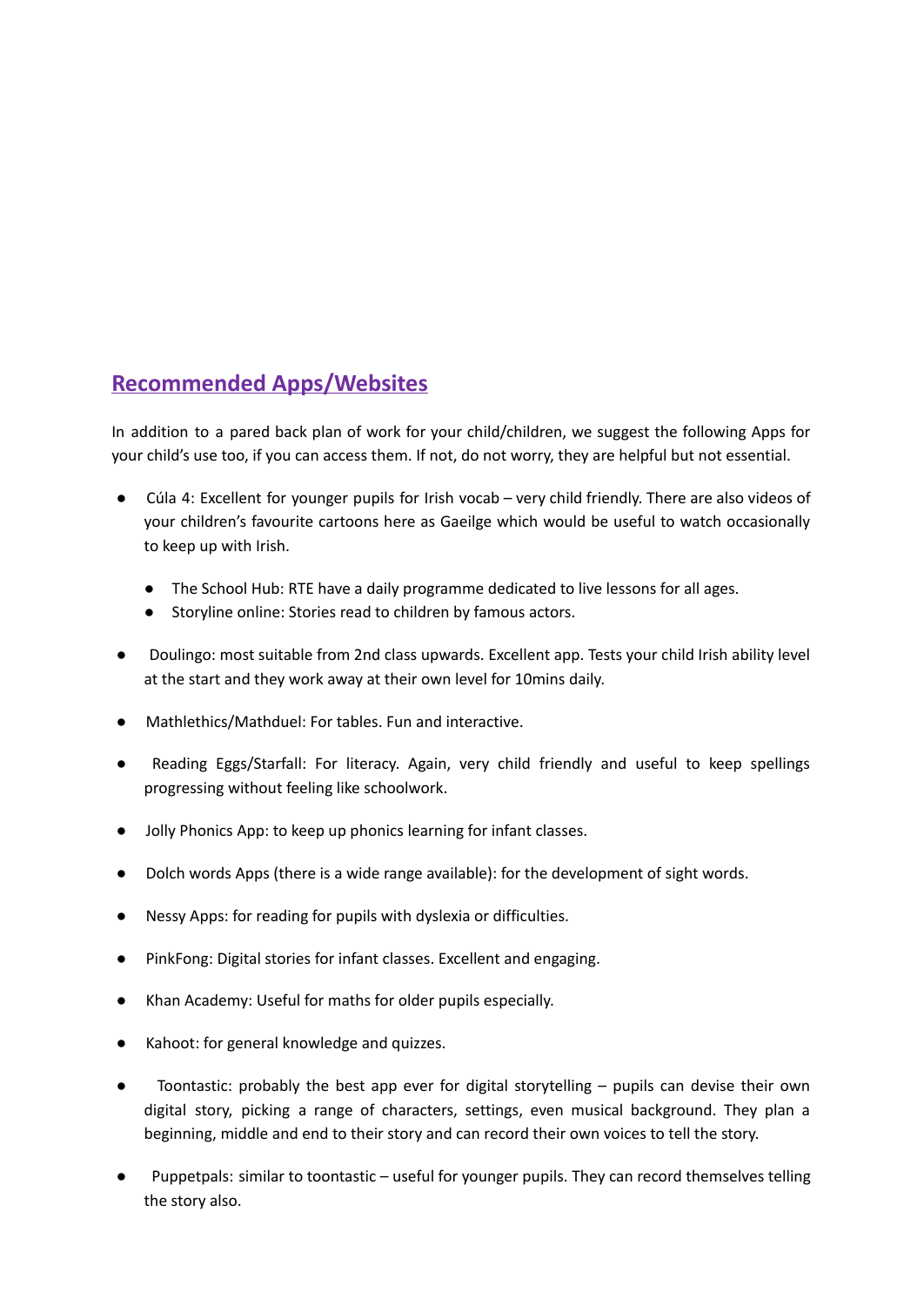## Recommended Apps/Websites

In addition to a pared back plan of work for your child/children, we suggest the following Apps for your child's use too, if you can access them. If not, do not worry, they are helpful but not essential.

- Cúla 4: Excellent for younger pupils for Irish vocab – very child friendly. There are also videos of your children's favourite cartoons here as Gaeilge which would be useful to watch occasionally to keep up with Irish.
    - The School Hub: RTE have a daily programme dedicated to live lessons for all ages.
    - Storyline online: Stories read to children by famous actors.
- Doulingo: most suitable from 2nd class upwards. Excellent app. Tests your child Irish ability level at the start and they work away at their own level for 10mins daily.
- Mathlethics/Mathduel: For tables. Fun and interactive.
- Reading Eggs/Starfall: For literacy. Again, very child friendly and useful to keep spellings progressing without feeling like schoolwork.
- Jolly Phonics App: to keep up phonics learning for infant classes.
- Dolch words Apps (there is a wide range available): for the development of sight words.
- Nessy Apps: for reading for pupils with dyslexia or difficulties.
- PinkFong: Digital stories for infant classes. Excellent and engaging.
- Khan Academy: Useful for maths for older pupils especially.
- Kahoot: for general knowledge and quizzes.
- Toontastic: probably the best app ever for digital storytelling – pupils can devise their own digital story, picking a range of characters, settings, even musical background. They plan a beginning, middle and end to their story and can record their own voices to tell the story.
- Puppetpals: similar to toontastic – useful for younger pupils. They can record themselves telling the story also.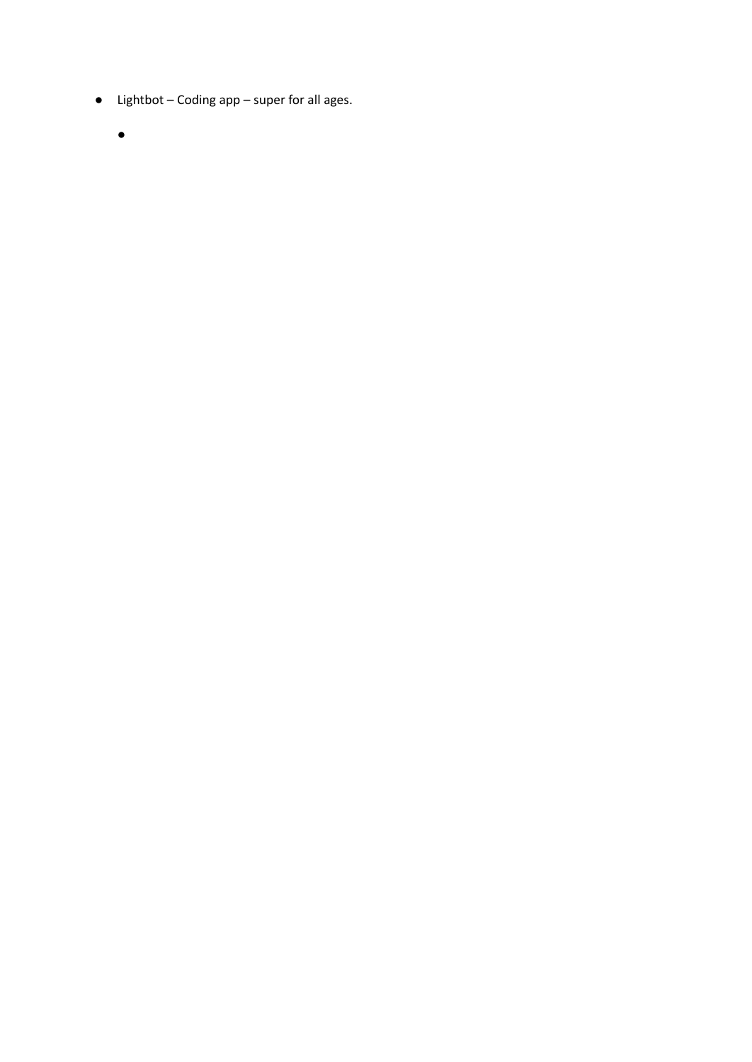- Lightbot – Coding app – super for all ages.
    -